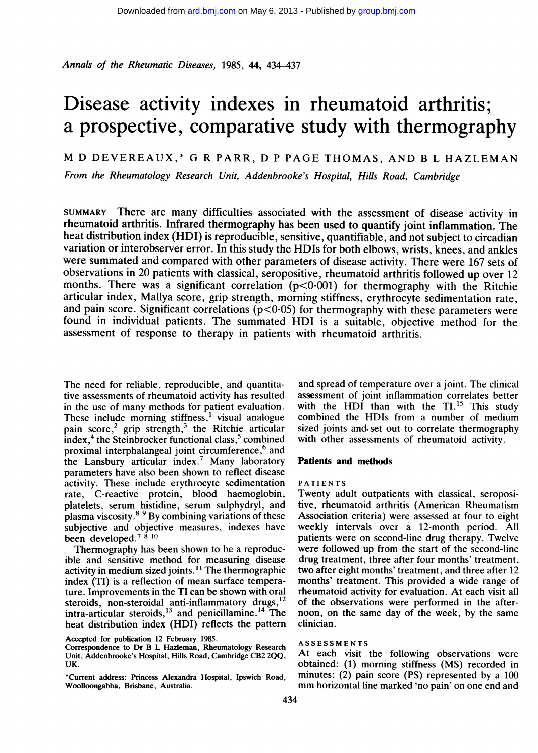# Disease activity indexes in rheumatoid arthritis; a prospective, comparative study with thermography

M D DEVEREAUX,* G R PARR, D P PAGE THOMAS, AND B L HAZLEMAN

*From the Rheumatology Research Unit, Addenbrooke's Hospital, Hills Road, Cambridge*

SUMMARY There are many difficulties associated with the assessment of disease activity in rheumatoid arthritis. Infrared thermography has been used to quantify joint inflammation. The heat distribution index (HDI) is reproducible, sensitive, quantifiable, and not subject to circadian variation or interobserver error. In this study the HDIs for both elbows, wrists, knees, and ankles were summated and compared with other parameters of disease activity. There were 167 sets of observations in 20 patients with classical, seropositive, rheumatoid arthritis followed up over 12 months. There was a significant correlation ($p<0.001$) for thermography with the Ritchie articular index, Mallya score, grip strength, morning stiffness, erythrocyte sedimentation rate, and pain score. Significant correlations ($p<0.05$) for thermography with these parameters were found in individual patients. The summated HDI is a suitable, objective method for the assessment of response to therapy in patients with rheumatoid arthritis.

The need for reliable, reproducible, and quantitative assessments of rheumatoid activity has resulted in the use of many methods for patient evaluation. These include morning stiffness,[1] visual analogue pain score,[2] grip strength,[3] the Ritchie articular index,[4] the Steinbrocker functional class,[5] combined proximal interphalangeal joint circumference,[6] and the Lansbury articular index.[7] Many laboratory parameters have also been shown to reflect disease activity. These include erythrocyte sedimentation rate, C-reactive protein, blood haemoglobin, platelets, serum histidine, serum sulphydryl, and plasma viscosity.[8 9] By combining variations of these subjective and objective measures, indexes have been developed.[7 8 10]

Thermography has been shown to be a reproducible and sensitive method for measuring disease activity in medium sized joints.[11] The thermographic index (TI) is a reflection of mean surface temperature. Improvements in the TI can be shown with oral steroids, non-steroidal anti-inflammatory drugs,[12] intra-articular steroids,[13] and penicillamine.[14] The heat distribution index (HDI) reflects the pattern and spread of temperature over a joint. The clinical assessment of joint inflammation correlates better with the HDI than with the TI.[15] This study combined the HDIs from a number of medium sized joints and set out to correlate thermography with other assessments of rheumatoid activity.

## Patients and methods

### PATIENTS

Twenty adult outpatients with classical, seropositive, rheumatoid arthritis (American Rheumatism Association criteria) were assessed at four to eight weekly intervals over a 12-month period. All patients were on second-line drug therapy. Twelve were followed up from the start of the second-line drug treatment, three after four months' treatment, two after eight months' treatment, and three after 12 months' treatment. This provided a wide range of rheumatoid activity for evaluation. At each visit all of the observations were performed in the afternoon, on the same day of the week, by the same clinician.

### ASSESSMENTS

At each visit the following observations were obtained: (1) morning stiffness (MS) recorded in minutes; (2) pain score (PS) represented by a 100 mm horizontal line marked 'no pain' on one end and

Accepted for publication 12 February 1985.
Correspondence to Dr B L Hazleman, Rheumatology Research Unit, Addenbrooke's Hospital, Hills Road, Cambridge CB2 2QQ, UK.

*Current address: Princess Alexandra Hospital, Ipswich Road, Woolloongabba, Brisbane, Australia.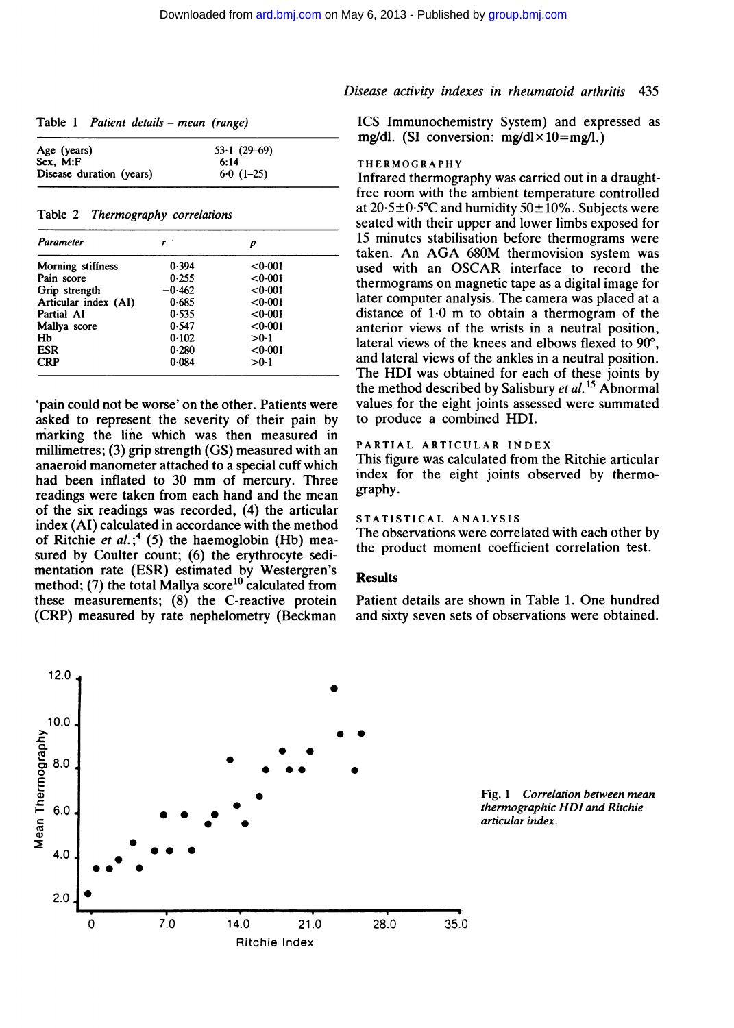Table 1 *Patient details – mean (range)*

| | |
|---|---|
| Age (years) | 53·1 (29–69) |
| Sex, M:F | 6:14 |
| Disease duration (years) | 6·0 (1–25) |

Table 2 *Thermography correlations*

| *Parameter* | *r* | *p* |
|---|---|---|
| Morning stiffness | 0·394 | <0·001 |
| Pain score | 0·255 | <0·001 |
| Grip strength | −0·462 | <0·001 |
| Articular index (AI) | 0·685 | <0·001 |
| Partial AI | 0·535 | <0·001 |
| Mallya score | 0·547 | <0·001 |
| Hb | 0·102 | >0·1 |
| ESR | 0·280 | <0·001 |
| CRP | 0·084 | >0·1 |

'pain could not be worse' on the other. Patients were asked to represent the severity of their pain by marking the line which was then measured in millimetres; (3) grip strength (GS) measured with an anaeroid manometer attached to a special cuff which had been inflated to 30 mm of mercury. Three readings were taken from each hand and the mean of the six readings was recorded, (4) the articular index (AI) calculated in accordance with the method of Ritchie *et al.*;[4] (5) the haemoglobin (Hb) measured by Coulter count; (6) the erythrocyte sedimentation rate (ESR) estimated by Westergren's method; (7) the total Mallya score[10] calculated from these measurements; (8) the C-reactive protein (CRP) measured by rate nephelometry (Beckman ICS Immunochemistry System) and expressed as mg/dl. (SI conversion: mg/dl×10=mg/l.)

THERMOGRAPHY

Infrared thermography was carried out in a draught-free room with the ambient temperature controlled at 20·5±0·5°C and humidity 50±10%. Subjects were seated with their upper and lower limbs exposed for 15 minutes stabilisation before thermograms were taken. An AGA 680M thermovision system was used with an OSCAR interface to record the thermograms on magnetic tape as a digital image for later computer analysis. The camera was placed at a distance of 1·0 m to obtain a thermogram of the anterior views of the wrists in a neutral position, lateral views of the knees and elbows flexed to 90°, and lateral views of the ankles in a neutral position. The HDI was obtained for each of these joints by the method described by Salisbury *et al.*[15] Abnormal values for the eight joints assessed were summated to produce a combined HDI.

PARTIAL ARTICULAR INDEX

This figure was calculated from the Ritchie articular index for the eight joints observed by thermography.

STATISTICAL ANALYSIS

The observations were correlated with each other by the product moment coefficient correlation test.

## Results

Patient details are shown in Table 1. One hundred and sixty seven sets of observations were obtained.

Fig. 1 *Correlation between mean thermographic HDI and Ritchie articular index.*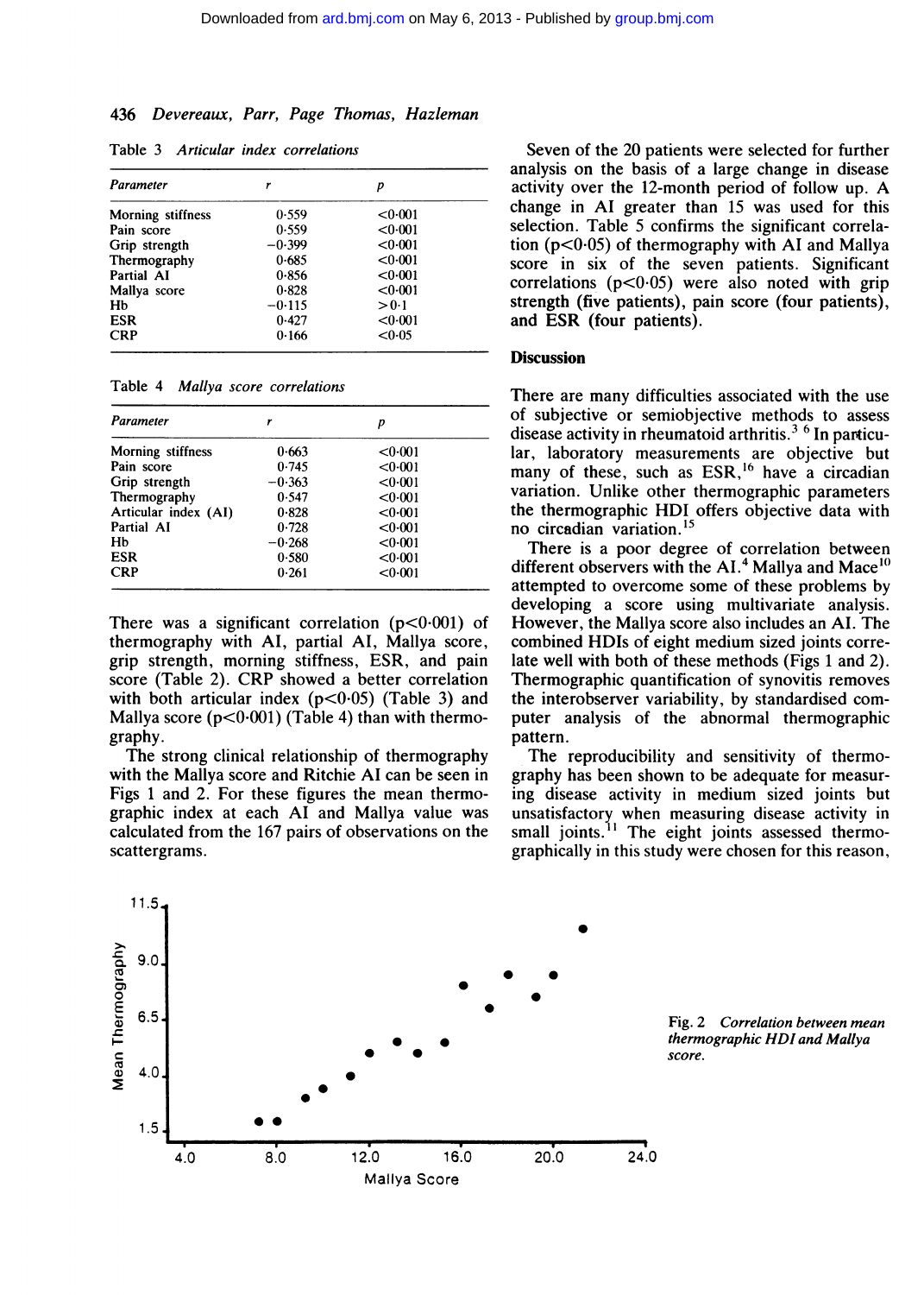Table 3 *Articular index correlations*

| Parameter | r | p |
|---|---|---|
| Morning stiffness | 0·559 | <0·001 |
| Pain score | 0·559 | <0·001 |
| Grip strength | −0·399 | <0·001 |
| Thermography | 0·685 | <0·001 |
| Partial AI | 0·856 | <0·001 |
| Mallya score | 0·828 | <0·001 |
| Hb | −0·115 | >0·1 |
| ESR | 0·427 | <0·001 |
| CRP | 0·166 | <0·05 |

Table 4 *Mallya score correlations*

| Parameter | r | p |
|---|---|---|
| Morning stiffness | 0·663 | <0·001 |
| Pain score | 0·745 | <0·001 |
| Grip strength | −0·363 | <0·001 |
| Thermography | 0·547 | <0·001 |
| Articular index (AI) | 0·828 | <0·001 |
| Partial AI | 0·728 | <0·001 |
| Hb | −0·268 | <0·001 |
| ESR | 0·580 | <0·001 |
| CRP | 0·261 | <0·001 |

There was a significant correlation ($p<0·001$) of thermography with AI, partial AI, Mallya score, grip strength, morning stiffness, ESR, and pain score (Table 2). CRP showed a better correlation with both articular index ($p<0·05$) (Table 3) and Mallya score ($p<0·001$) (Table 4) than with thermography.

The strong clinical relationship of thermography with the Mallya score and Ritchie AI can be seen in Figs 1 and 2. For these figures the mean thermographic index at each AI and Mallya value was calculated from the 167 pairs of observations on the scattergrams.

Seven of the 20 patients were selected for further analysis on the basis of a large change in disease activity over the 12-month period of follow up. A change in AI greater than 15 was used for this selection. Table 5 confirms the significant correlation ($p<0·05$) of thermography with AI and Mallya score in six of the seven patients. Significant correlations ($p<0·05$) were also noted with grip strength (five patients), pain score (four patients), and ESR (four patients).

## Discussion

There are many difficulties associated with the use of subjective or semiobjective methods to assess disease activity in rheumatoid arthritis.[3 6] In particular, laboratory measurements are objective but many of these, such as ESR,[16] have a circadian variation. Unlike other thermographic parameters the thermographic HDI offers objective data with no circadian variation.[15]

There is a poor degree of correlation between different observers with the AI.[4] Mallya and Mace[10] attempted to overcome some of these problems by developing a score using multivariate analysis. However, the Mallya score also includes an AI. The combined HDIs of eight medium sized joints correlate well with both of these methods (Figs 1 and 2). Thermographic quantification of synovitis removes the interobserver variability, by standardised computer analysis of the abnormal thermographic pattern.

The reproducibility and sensitivity of thermography has been shown to be adequate for measuring disease activity in medium sized joints but unsatisfactory when measuring disease activity in small joints.[11] The eight joints assessed thermographically in this study were chosen for this reason,

Fig. 2 *Correlation between mean thermographic HDI and Mallya score.*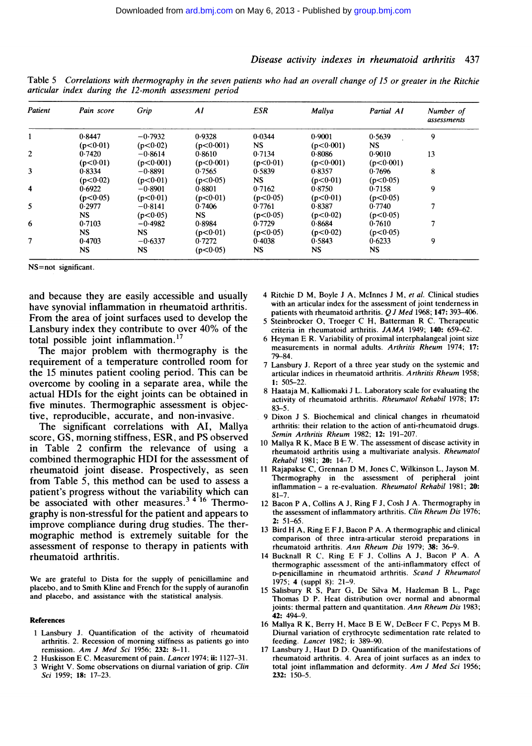Table 5 *Correlations with thermography in the seven patients who had an overall change of 15 or greater in the Ritchie articular index during the 12-month assessment period*

| Patient | Pain score | Grip | AI | ESR | Mallya | Partial AI | Number of assessments |
|---|---|---|---|---|---|---|---|
| 1 | 0·8447 ($p<0·01$) | −0·7932 ($p<0·02$) | 0·9328 ($p<0·001$) | 0·0344 NS | 0·9001 ($p<0·001$) | 0·5639 NS | 9 |
| 2 | 0·7420 ($p<0·01$) | −0·8614 ($p<0·001$) | 0·8610 ($p<0·001$) | 0·7134 ($p<0·01$) | 0·8086 ($p<0·001$) | 0·9010 ($p<0·001$) | 13 |
| 3 | 0·8334 ($p<0·02$) | −0·8891 ($p<0·01$) | 0·7565 ($p<0·05$) | 0·5839 NS | 0·8357 ($p<0·01$) | 0·7696 ($p<0·05$) | 8 |
| 4 | 0·6922 ($p<0·05$) | −0·8901 ($p<0·01$) | 0·8801 ($p<0·01$) | 0·7162 ($p<0·05$) | 0·8750 ($p<0·01$) | 0·7158 ($p<0·05$) | 9 |
| 5 | 0·2977 NS | −0·8141 ($p<0·05$) | 0·7406 NS | 0·7761 ($p<0·05$) | 0·8387 ($p<0·02$) | 0·7740 ($p<0·05$) | 7 |
| 6 | 0·7103 NS | −0·4982 NS | 0·8984 ($p<0·01$) | 0·7729 ($p<0·05$) | 0·8684 ($p<0·02$) | 0·7610 ($p<0·05$) | 7 |
| 7 | 0·4703 NS | −0·6337 NS | 0·7272 ($p<0·05$) | 0·4038 NS | 0·5843 NS | 0·6233 NS | 9 |

NS=not significant.

and because they are easily accessible and usually have synovial inflammation in rheumatoid arthritis. From the area of joint surfaces used to develop the Lansbury index they contribute to over 40% of the total possible joint inflammation.[17]

The major problem with thermography is the requirement of a temperature controlled room for the 15 minutes patient cooling period. This can be overcome by cooling in a separate area, while the actual HDIs for the eight joints can be obtained in five minutes. Thermographic assessment is objective, reproducible, accurate, and non-invasive.

The significant correlations with AI, Mallya score, GS, morning stiffness, ESR, and PS observed in Table 2 confirm the relevance of using a combined thermographic HDI for the assessment of rheumatoid joint disease. Prospectively, as seen from Table 5, this method can be used to assess a patient's progress without the variability which can be associated with other measures.[3 4 16] Thermography is non-stressful for the patient and appears to improve compliance during drug studies. The thermographic method is extremely suitable for the assessment of response to therapy in patients with rheumatoid arthritis.

We are grateful to Dista for the supply of penicillamine and placebo, and to Smith Kline and French for the supply of auranofin and placebo, and assistance with the statistical analysis.

## References

1. Lansbury J. Quantification of the activity of rheumatoid arthritis. 2. Recession of morning stiffness as patients go into remission. *Am J Med Sci* 1956; **232:** 8–11.
2. Huskisson E C. Measurement of pain. *Lancet* 1974; **ii:** 1127–31.
3. Wright V. Some observations on diurnal variation of grip. *Clin Sci* 1959; **18:** 17–23.
4. Ritchie D M, Boyle J A, McInnes J M, *et al.* Clinical studies with an articular index for the assessment of joint tenderness in patients with rheumatoid arthritis. *Q J Med* 1968; **147:** 393–406.
5. Steinbrocker O, Troeger C H, Batterman R C. Therapeutic criteria in rheumatoid arthritis. *JAMA* 1949; **140:** 659–62.
6. Heyman E R. Variability of proximal interphalangeal joint size measurements in normal adults. *Arthritis Rheum* 1974; **17:** 79–84.
7. Lansbury J. Report of a three year study on the systemic and articular indices in rheumatoid arthritis. *Arthritis Rheum* 1958; **1:** 505–22.
8. Haataja M, Kalliomaki J L. Laboratory scale for evaluating the activity of rheumatoid arthritis. *Rheumatol Rehabil* 1978; **17:** 83–5.
9. Dixon J S. Biochemical and clinical changes in rheumatoid arthritis: their relation to the action of anti-rheumatoid drugs. *Semin Arthritis Rheum* 1982; **12:** 191–207.
10. Mallya R K, Mace B E W. The assessment of disease activity in rheumatoid arthritis using a multivariate analysis. *Rheumatol Rehabil* 1981; **20:** 14–7.
11. Rajapakse C, Grennan D M, Jones C, Wilkinson L, Jayson M. Thermography in the assessment of peripheral joint inflammation – a re-evaluation. *Rheumatol Rehabil* 1981; **20:** 81–7.
12. Bacon P A, Collins A J, Ring F J, Cosh J A. Thermography in the assessment of inflammatory arthritis. *Clin Rheum Dis* 1976; **2:** 51–65.
13. Bird H A, Ring E F J, Bacon P A. A thermographic and clinical comparison of three intra-articular steroid preparations in rheumatoid arthritis. *Ann Rheum Dis* 1979; **38:** 36–9.
14. Bucknall R C, Ring E F J, Collins A J, Bacon P A. A thermographic assessment of the anti-inflammatory effect of D-penicillamine in rheumatoid arthritis. *Scand J Rheumatol* 1975; **4** (suppl 8): 21–9.
15. Salisbury R S, Parr G, De Silva M, Hazleman B L, Page Thomas D P. Heat distribution over normal and abnormal joints: thermal pattern and quantitation. *Ann Rheum Dis* 1983; **42:** 494–9.
16. Mallya R K, Berry H, Mace B E W, DeBeer F C, Pepys M B. Diurnal variation of erythrocyte sedimentation rate related to feeding. *Lancet* 1982; **i:** 389–90.
17. Lansbury J, Haut D D. Quantification of the manifestations of rheumatoid arthritis. 4. Area of joint surfaces as an index to total joint inflammation and deformity. *Am J Med Sci* 1956; **232:** 150–5.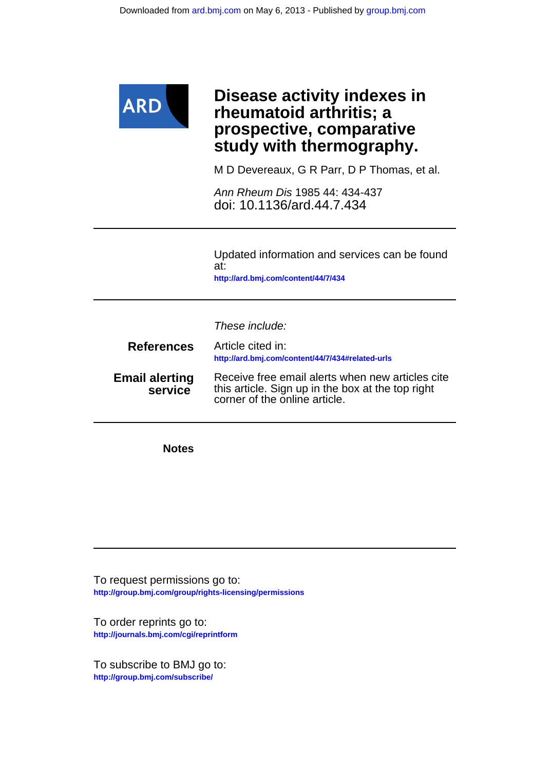Downloaded from ard.bmj.com on May 6, 2013 - Published by group.bmj.com

ARD

# Disease activity indexes in rheumatoid arthritis; a prospective, comparative study with thermography.

M D Devereaux, G R Parr, D P Thomas, et al.

*Ann Rheum Dis* 1985 44: 434-437
doi: 10.1136/ard.44.7.434

Updated information and services can be found at:
http://ard.bmj.com/content/44/7/434

*These include:*

**References**

Article cited in:
http://ard.bmj.com/content/44/7/434#related-urls

**Email alerting service**

Receive free email alerts when new articles cite this article. Sign up in the box at the top right corner of the online article.

**Notes**

To request permissions go to:
http://group.bmj.com/group/rights-licensing/permissions

To order reprints go to:
http://journals.bmj.com/cgi/reprintform

To subscribe to BMJ go to:
http://group.bmj.com/subscribe/